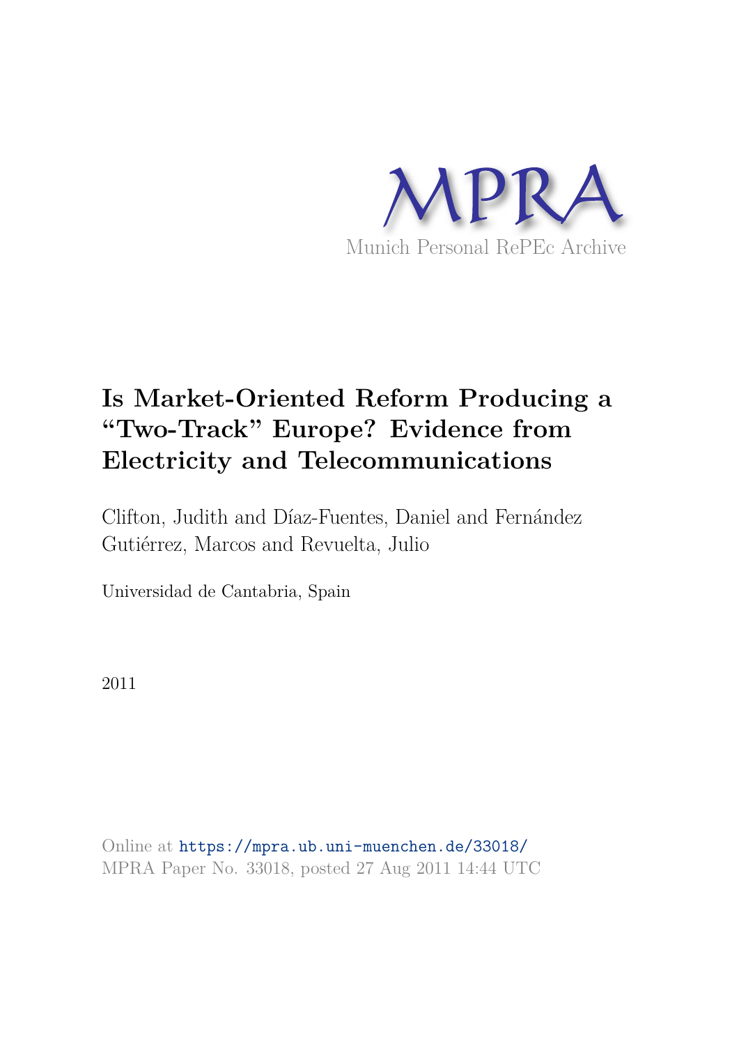MPRA

Munich Personal RePEc Archive

# Is Market-Oriented Reform Producing a "Two-Track" Europe? Evidence from Electricity and Telecommunications

Clifton, Judith and Díaz-Fuentes, Daniel and Fernández Gutiérrez, Marcos and Revuelta, Julio

Universidad de Cantabria, Spain

2011

Online at https://mpra.ub.uni-muenchen.de/33018/
MPRA Paper No. 33018, posted 27 Aug 2011 14:44 UTC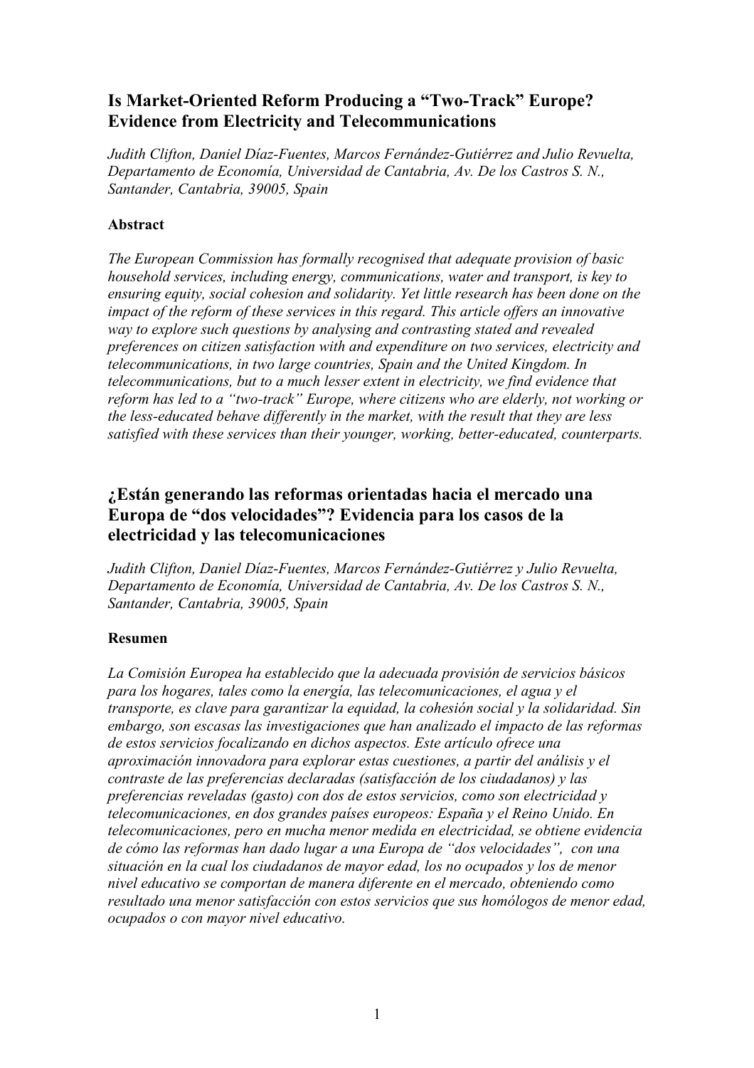## Is Market-Oriented Reform Producing a "Two-Track" Europe? Evidence from Electricity and Telecommunications

*Judith Clifton, Daniel Díaz-Fuentes, Marcos Fernández-Gutiérrez and Julio Revuelta, Departamento de Economía, Universidad de Cantabria, Av. De los Castros S. N., Santander, Cantabria, 39005, Spain*

### Abstract

*The European Commission has formally recognised that adequate provision of basic household services, including energy, communications, water and transport, is key to ensuring equity, social cohesion and solidarity. Yet little research has been done on the impact of the reform of these services in this regard. This article offers an innovative way to explore such questions by analysing and contrasting stated and revealed preferences on citizen satisfaction with and expenditure on two services, electricity and telecommunications, in two large countries, Spain and the United Kingdom. In telecommunications, but to a much lesser extent in electricity, we find evidence that reform has led to a "two-track" Europe, where citizens who are elderly, not working or the less-educated behave differently in the market, with the result that they are less satisfied with these services than their younger, working, better-educated, counterparts.*

## ¿Están generando las reformas orientadas hacia el mercado una Europa de "dos velocidades"? Evidencia para los casos de la electricidad y las telecomunicaciones

*Judith Clifton, Daniel Díaz-Fuentes, Marcos Fernández-Gutiérrez y Julio Revuelta, Departamento de Economía, Universidad de Cantabria, Av. De los Castros S. N., Santander, Cantabria, 39005, Spain*

### Resumen

*La Comisión Europea ha establecido que la adecuada provisión de servicios básicos para los hogares, tales como la energía, las telecomunicaciones, el agua y el transporte, es clave para garantizar la equidad, la cohesión social y la solidaridad. Sin embargo, son escasas las investigaciones que han analizado el impacto de las reformas de estos servicios focalizando en dichos aspectos. Este artículo ofrece una aproximación innovadora para explorar estas cuestiones, a partir del análisis y el contraste de las preferencias declaradas (satisfacción de los ciudadanos) y las preferencias reveladas (gasto) con dos de estos servicios, como son electricidad y telecomunicaciones, en dos grandes países europeos: España y el Reino Unido. En telecomunicaciones, pero en mucha menor medida en electricidad, se obtiene evidencia de cómo las reformas han dado lugar a una Europa de "dos velocidades", con una situación en la cual los ciudadanos de mayor edad, los no ocupados y los de menor nivel educativo se comportan de manera diferente en el mercado, obteniendo como resultado una menor satisfacción con estos servicios que sus homólogos de menor edad, ocupados o con mayor nivel educativo.*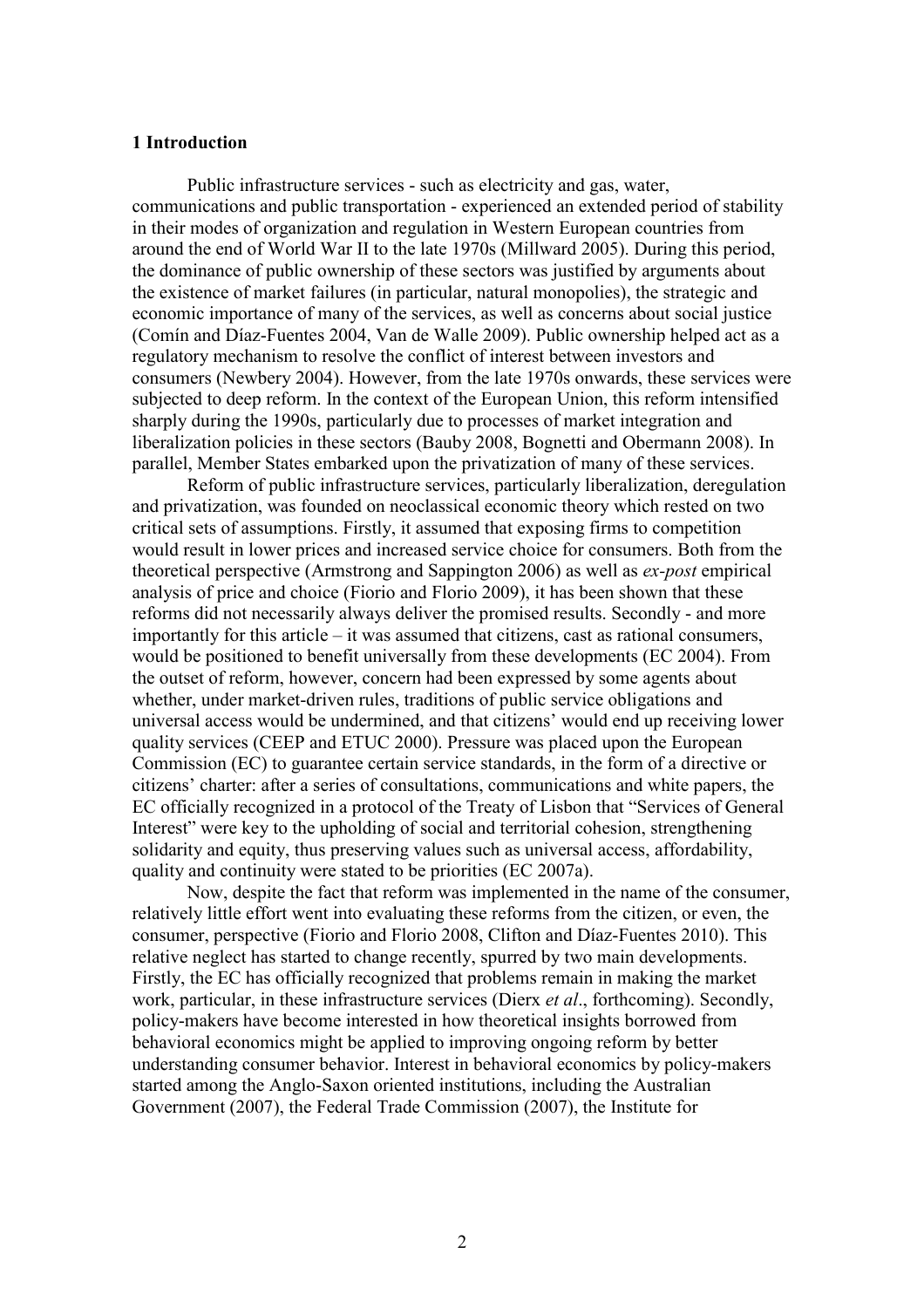## 1 Introduction

Public infrastructure services - such as electricity and gas, water, communications and public transportation - experienced an extended period of stability in their modes of organization and regulation in Western European countries from around the end of World War II to the late 1970s (Millward 2005). During this period, the dominance of public ownership of these sectors was justified by arguments about the existence of market failures (in particular, natural monopolies), the strategic and economic importance of many of the services, as well as concerns about social justice (Comín and Díaz-Fuentes 2004, Van de Walle 2009). Public ownership helped act as a regulatory mechanism to resolve the conflict of interest between investors and consumers (Newbery 2004). However, from the late 1970s onwards, these services were subjected to deep reform. In the context of the European Union, this reform intensified sharply during the 1990s, particularly due to processes of market integration and liberalization policies in these sectors (Bauby 2008, Bognetti and Obermann 2008). In parallel, Member States embarked upon the privatization of many of these services.

Reform of public infrastructure services, particularly liberalization, deregulation and privatization, was founded on neoclassical economic theory which rested on two critical sets of assumptions. Firstly, it assumed that exposing firms to competition would result in lower prices and increased service choice for consumers. Both from the theoretical perspective (Armstrong and Sappington 2006) as well as *ex-post* empirical analysis of price and choice (Fiorio and Florio 2009), it has been shown that these reforms did not necessarily always deliver the promised results. Secondly - and more importantly for this article – it was assumed that citizens, cast as rational consumers, would be positioned to benefit universally from these developments (EC 2004). From the outset of reform, however, concern had been expressed by some agents about whether, under market-driven rules, traditions of public service obligations and universal access would be undermined, and that citizens' would end up receiving lower quality services (CEEP and ETUC 2000). Pressure was placed upon the European Commission (EC) to guarantee certain service standards, in the form of a directive or citizens' charter: after a series of consultations, communications and white papers, the EC officially recognized in a protocol of the Treaty of Lisbon that "Services of General Interest" were key to the upholding of social and territorial cohesion, strengthening solidarity and equity, thus preserving values such as universal access, affordability, quality and continuity were stated to be priorities (EC 2007a).

Now, despite the fact that reform was implemented in the name of the consumer, relatively little effort went into evaluating these reforms from the citizen, or even, the consumer, perspective (Fiorio and Florio 2008, Clifton and Díaz-Fuentes 2010). This relative neglect has started to change recently, spurred by two main developments. Firstly, the EC has officially recognized that problems remain in making the market work, particular, in these infrastructure services (Dierx *et al*., forthcoming). Secondly, policy-makers have become interested in how theoretical insights borrowed from behavioral economics might be applied to improving ongoing reform by better understanding consumer behavior. Interest in behavioral economics by policy-makers started among the Anglo-Saxon oriented institutions, including the Australian Government (2007), the Federal Trade Commission (2007), the Institute for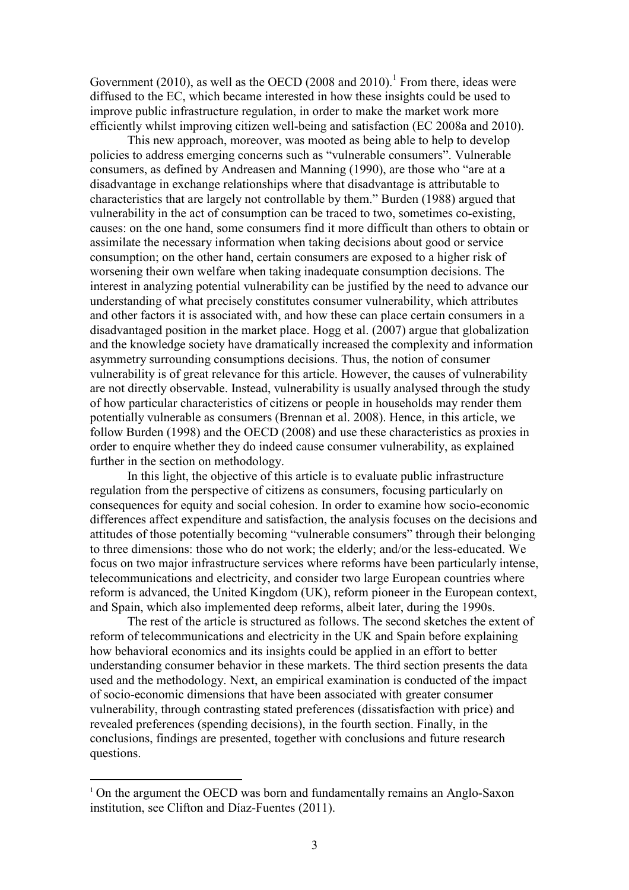Government (2010), as well as the OECD (2008 and 2010).[1] From there, ideas were diffused to the EC, which became interested in how these insights could be used to improve public infrastructure regulation, in order to make the market work more efficiently whilst improving citizen well-being and satisfaction (EC 2008a and 2010).

This new approach, moreover, was mooted as being able to help to develop policies to address emerging concerns such as "vulnerable consumers". Vulnerable consumers, as defined by Andreasen and Manning (1990), are those who "are at a disadvantage in exchange relationships where that disadvantage is attributable to characteristics that are largely not controllable by them." Burden (1988) argued that vulnerability in the act of consumption can be traced to two, sometimes co-existing, causes: on the one hand, some consumers find it more difficult than others to obtain or assimilate the necessary information when taking decisions about good or service consumption; on the other hand, certain consumers are exposed to a higher risk of worsening their own welfare when taking inadequate consumption decisions. The interest in analyzing potential vulnerability can be justified by the need to advance our understanding of what precisely constitutes consumer vulnerability, which attributes and other factors it is associated with, and how these can place certain consumers in a disadvantaged position in the market place. Hogg et al. (2007) argue that globalization and the knowledge society have dramatically increased the complexity and information asymmetry surrounding consumptions decisions. Thus, the notion of consumer vulnerability is of great relevance for this article. However, the causes of vulnerability are not directly observable. Instead, vulnerability is usually analysed through the study of how particular characteristics of citizens or people in households may render them potentially vulnerable as consumers (Brennan et al. 2008). Hence, in this article, we follow Burden (1998) and the OECD (2008) and use these characteristics as proxies in order to enquire whether they do indeed cause consumer vulnerability, as explained further in the section on methodology.

In this light, the objective of this article is to evaluate public infrastructure regulation from the perspective of citizens as consumers, focusing particularly on consequences for equity and social cohesion. In order to examine how socio-economic differences affect expenditure and satisfaction, the analysis focuses on the decisions and attitudes of those potentially becoming "vulnerable consumers" through their belonging to three dimensions: those who do not work; the elderly; and/or the less-educated. We focus on two major infrastructure services where reforms have been particularly intense, telecommunications and electricity, and consider two large European countries where reform is advanced, the United Kingdom (UK), reform pioneer in the European context, and Spain, which also implemented deep reforms, albeit later, during the 1990s.

The rest of the article is structured as follows. The second sketches the extent of reform of telecommunications and electricity in the UK and Spain before explaining how behavioral economics and its insights could be applied in an effort to better understanding consumer behavior in these markets. The third section presents the data used and the methodology. Next, an empirical examination is conducted of the impact of socio-economic dimensions that have been associated with greater consumer vulnerability, through contrasting stated preferences (dissatisfaction with price) and revealed preferences (spending decisions), in the fourth section. Finally, in the conclusions, findings are presented, together with conclusions and future research questions.

[1] On the argument the OECD was born and fundamentally remains an Anglo-Saxon institution, see Clifton and Díaz-Fuentes (2011).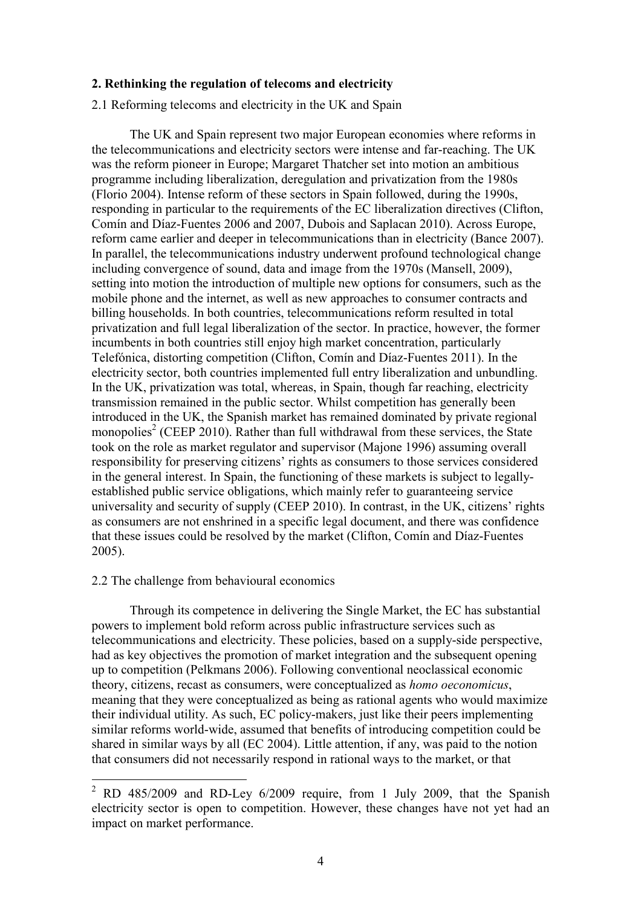## 2. Rethinking the regulation of telecoms and electricity

### 2.1 Reforming telecoms and electricity in the UK and Spain

The UK and Spain represent two major European economies where reforms in the telecommunications and electricity sectors were intense and far-reaching. The UK was the reform pioneer in Europe; Margaret Thatcher set into motion an ambitious programme including liberalization, deregulation and privatization from the 1980s (Florio 2004). Intense reform of these sectors in Spain followed, during the 1990s, responding in particular to the requirements of the EC liberalization directives (Clifton, Comín and Díaz-Fuentes 2006 and 2007, Dubois and Saplacan 2010). Across Europe, reform came earlier and deeper in telecommunications than in electricity (Bance 2007). In parallel, the telecommunications industry underwent profound technological change including convergence of sound, data and image from the 1970s (Mansell, 2009), setting into motion the introduction of multiple new options for consumers, such as the mobile phone and the internet, as well as new approaches to consumer contracts and billing households. In both countries, telecommunications reform resulted in total privatization and full legal liberalization of the sector. In practice, however, the former incumbents in both countries still enjoy high market concentration, particularly Telefónica, distorting competition (Clifton, Comín and Díaz-Fuentes 2011). In the electricity sector, both countries implemented full entry liberalization and unbundling. In the UK, privatization was total, whereas, in Spain, though far reaching, electricity transmission remained in the public sector. Whilst competition has generally been introduced in the UK, the Spanish market has remained dominated by private regional monopolies[2] (CEEP 2010). Rather than full withdrawal from these services, the State took on the role as market regulator and supervisor (Majone 1996) assuming overall responsibility for preserving citizens' rights as consumers to those services considered in the general interest. In Spain, the functioning of these markets is subject to legally-established public service obligations, which mainly refer to guaranteeing service universality and security of supply (CEEP 2010). In contrast, in the UK, citizens' rights as consumers are not enshrined in a specific legal document, and there was confidence that these issues could be resolved by the market (Clifton, Comín and Díaz-Fuentes 2005).

### 2.2 The challenge from behavioural economics

Through its competence in delivering the Single Market, the EC has substantial powers to implement bold reform across public infrastructure services such as telecommunications and electricity. These policies, based on a supply-side perspective, had as key objectives the promotion of market integration and the subsequent opening up to competition (Pelkmans 2006). Following conventional neoclassical economic theory, citizens, recast as consumers, were conceptualized as *homo oeconomicus*, meaning that they were conceptualized as being as rational agents who would maximize their individual utility. As such, EC policy-makers, just like their peers implementing similar reforms world-wide, assumed that benefits of introducing competition could be shared in similar ways by all (EC 2004). Little attention, if any, was paid to the notion that consumers did not necessarily respond in rational ways to the market, or that

---

[2] RD 485/2009 and RD-Ley 6/2009 require, from 1 July 2009, that the Spanish electricity sector is open to competition. However, these changes have not yet had an impact on market performance.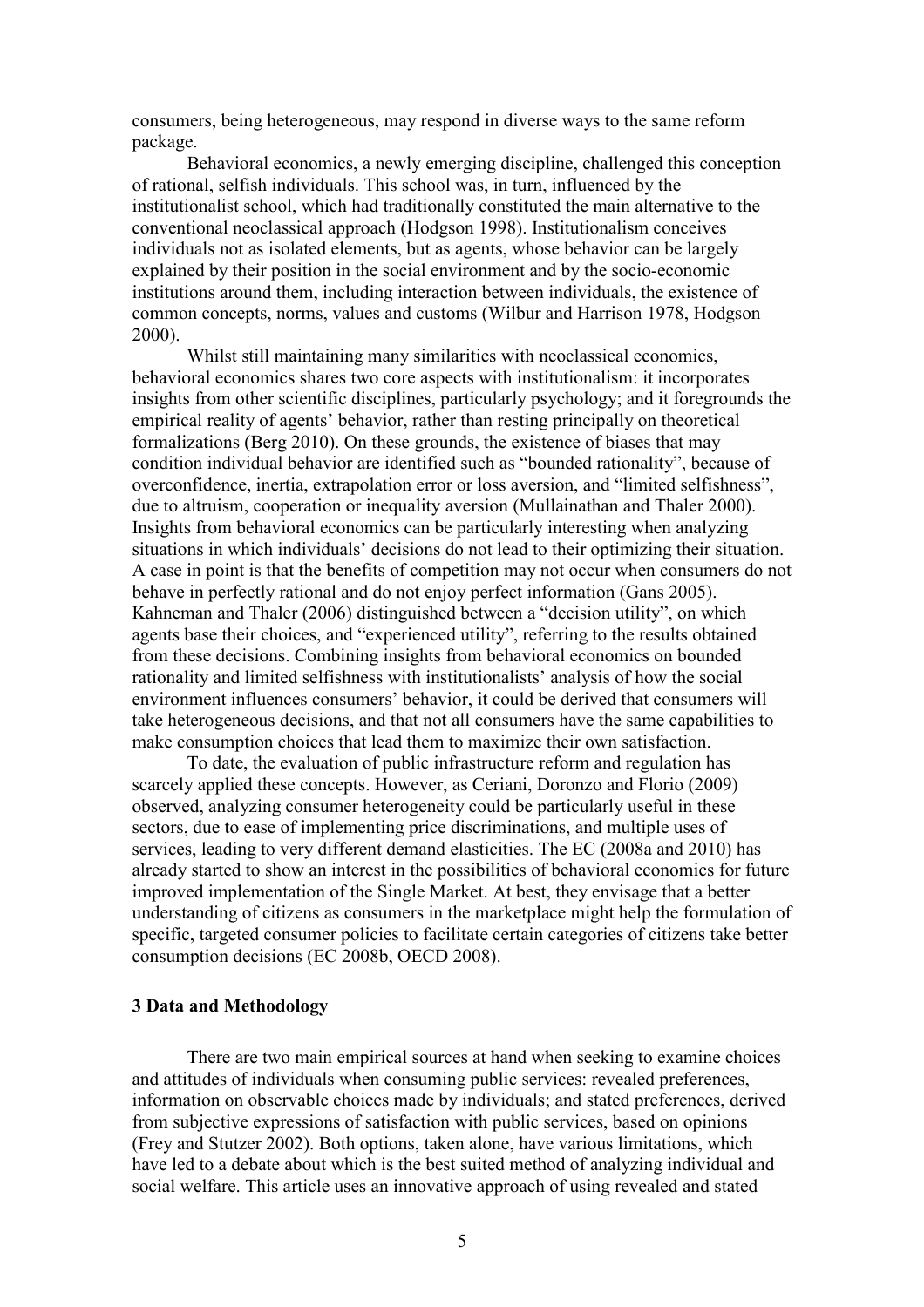consumers, being heterogeneous, may respond in diverse ways to the same reform package.

Behavioral economics, a newly emerging discipline, challenged this conception of rational, selfish individuals. This school was, in turn, influenced by the institutionalist school, which had traditionally constituted the main alternative to the conventional neoclassical approach (Hodgson 1998). Institutionalism conceives individuals not as isolated elements, but as agents, whose behavior can be largely explained by their position in the social environment and by the socio-economic institutions around them, including interaction between individuals, the existence of common concepts, norms, values and customs (Wilbur and Harrison 1978, Hodgson 2000).

Whilst still maintaining many similarities with neoclassical economics, behavioral economics shares two core aspects with institutionalism: it incorporates insights from other scientific disciplines, particularly psychology; and it foregrounds the empirical reality of agents' behavior, rather than resting principally on theoretical formalizations (Berg 2010). On these grounds, the existence of biases that may condition individual behavior are identified such as "bounded rationality", because of overconfidence, inertia, extrapolation error or loss aversion, and "limited selfishness", due to altruism, cooperation or inequality aversion (Mullainathan and Thaler 2000). Insights from behavioral economics can be particularly interesting when analyzing situations in which individuals' decisions do not lead to their optimizing their situation. A case in point is that the benefits of competition may not occur when consumers do not behave in perfectly rational and do not enjoy perfect information (Gans 2005). Kahneman and Thaler (2006) distinguished between a "decision utility", on which agents base their choices, and "experienced utility", referring to the results obtained from these decisions. Combining insights from behavioral economics on bounded rationality and limited selfishness with institutionalists' analysis of how the social environment influences consumers' behavior, it could be derived that consumers will take heterogeneous decisions, and that not all consumers have the same capabilities to make consumption choices that lead them to maximize their own satisfaction.

To date, the evaluation of public infrastructure reform and regulation has scarcely applied these concepts. However, as Ceriani, Doronzo and Florio (2009) observed, analyzing consumer heterogeneity could be particularly useful in these sectors, due to ease of implementing price discriminations, and multiple uses of services, leading to very different demand elasticities. The EC (2008a and 2010) has already started to show an interest in the possibilities of behavioral economics for future improved implementation of the Single Market. At best, they envisage that a better understanding of citizens as consumers in the marketplace might help the formulation of specific, targeted consumer policies to facilitate certain categories of citizens take better consumption decisions (EC 2008b, OECD 2008).

## 3 Data and Methodology

There are two main empirical sources at hand when seeking to examine choices and attitudes of individuals when consuming public services: revealed preferences, information on observable choices made by individuals; and stated preferences, derived from subjective expressions of satisfaction with public services, based on opinions (Frey and Stutzer 2002). Both options, taken alone, have various limitations, which have led to a debate about which is the best suited method of analyzing individual and social welfare. This article uses an innovative approach of using revealed and stated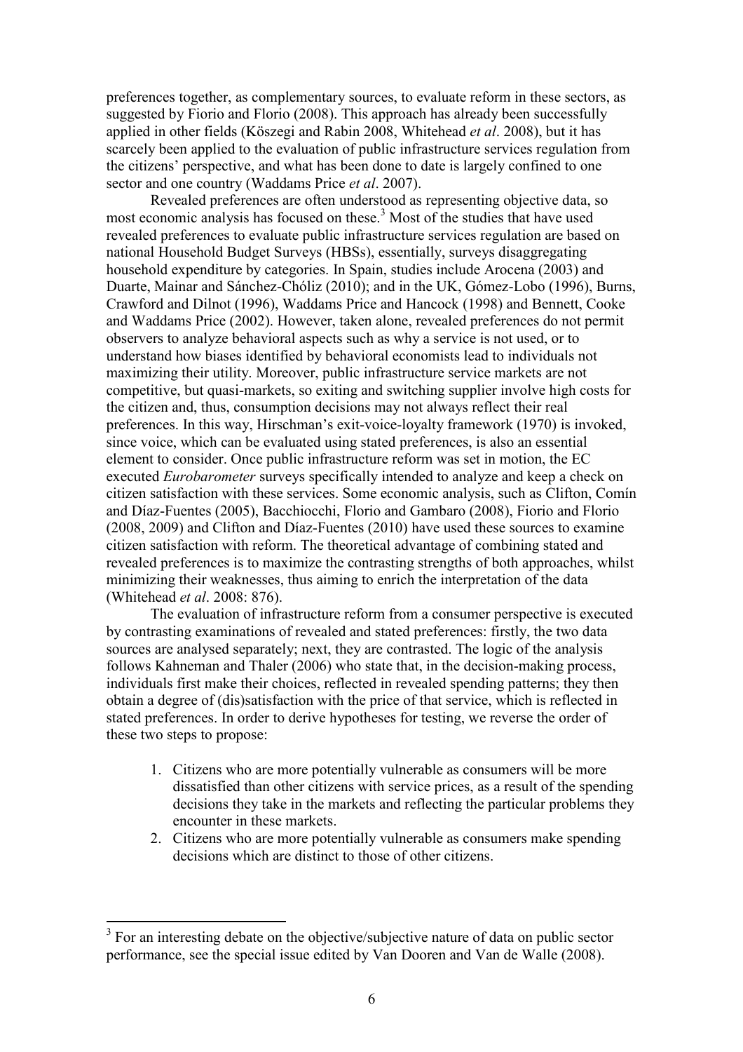preferences together, as complementary sources, to evaluate reform in these sectors, as suggested by Fiorio and Florio (2008). This approach has already been successfully applied in other fields (Köszegi and Rabin 2008, Whitehead *et al*. 2008), but it has scarcely been applied to the evaluation of public infrastructure services regulation from the citizens' perspective, and what has been done to date is largely confined to one sector and one country (Waddams Price *et al*. 2007).

Revealed preferences are often understood as representing objective data, so most economic analysis has focused on these.[3] Most of the studies that have used revealed preferences to evaluate public infrastructure services regulation are based on national Household Budget Surveys (HBSs), essentially, surveys disaggregating household expenditure by categories. In Spain, studies include Arocena (2003) and Duarte, Mainar and Sánchez-Chóliz (2010); and in the UK, Gómez-Lobo (1996), Burns, Crawford and Dilnot (1996), Waddams Price and Hancock (1998) and Bennett, Cooke and Waddams Price (2002). However, taken alone, revealed preferences do not permit observers to analyze behavioral aspects such as why a service is not used, or to understand how biases identified by behavioral economists lead to individuals not maximizing their utility. Moreover, public infrastructure service markets are not competitive, but quasi-markets, so exiting and switching supplier involve high costs for the citizen and, thus, consumption decisions may not always reflect their real preferences. In this way, Hirschman's exit-voice-loyalty framework (1970) is invoked, since voice, which can be evaluated using stated preferences, is also an essential element to consider. Once public infrastructure reform was set in motion, the EC executed *Eurobarometer* surveys specifically intended to analyze and keep a check on citizen satisfaction with these services. Some economic analysis, such as Clifton, Comín and Díaz-Fuentes (2005), Bacchiocchi, Florio and Gambaro (2008), Fiorio and Florio (2008, 2009) and Clifton and Díaz-Fuentes (2010) have used these sources to examine citizen satisfaction with reform. The theoretical advantage of combining stated and revealed preferences is to maximize the contrasting strengths of both approaches, whilst minimizing their weaknesses, thus aiming to enrich the interpretation of the data (Whitehead *et al*. 2008: 876).

The evaluation of infrastructure reform from a consumer perspective is executed by contrasting examinations of revealed and stated preferences: firstly, the two data sources are analysed separately; next, they are contrasted. The logic of the analysis follows Kahneman and Thaler (2006) who state that, in the decision-making process, individuals first make their choices, reflected in revealed spending patterns; they then obtain a degree of (dis)satisfaction with the price of that service, which is reflected in stated preferences. In order to derive hypotheses for testing, we reverse the order of these two steps to propose:

1. Citizens who are more potentially vulnerable as consumers will be more dissatisfied than other citizens with service prices, as a result of the spending decisions they take in the markets and reflecting the particular problems they encounter in these markets.
2. Citizens who are more potentially vulnerable as consumers make spending decisions which are distinct to those of other citizens.

[3] For an interesting debate on the objective/subjective nature of data on public sector performance, see the special issue edited by Van Dooren and Van de Walle (2008).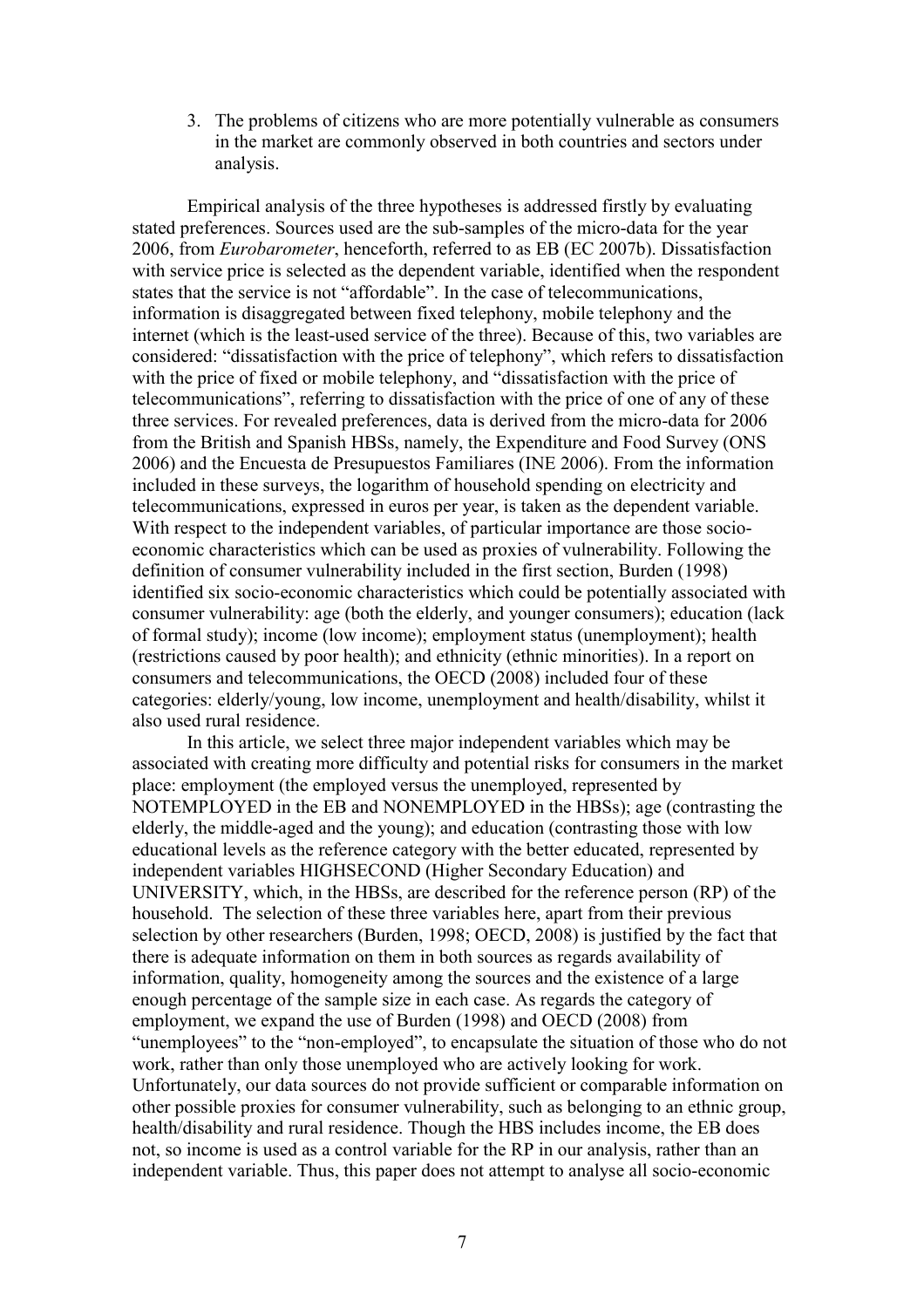3. The problems of citizens who are more potentially vulnerable as consumers in the market are commonly observed in both countries and sectors under analysis.

Empirical analysis of the three hypotheses is addressed firstly by evaluating stated preferences. Sources used are the sub-samples of the micro-data for the year 2006, from *Eurobarometer*, henceforth, referred to as EB (EC 2007b). Dissatisfaction with service price is selected as the dependent variable, identified when the respondent states that the service is not "affordable". In the case of telecommunications, information is disaggregated between fixed telephony, mobile telephony and the internet (which is the least-used service of the three). Because of this, two variables are considered: "dissatisfaction with the price of telephony", which refers to dissatisfaction with the price of fixed or mobile telephony, and "dissatisfaction with the price of telecommunications", referring to dissatisfaction with the price of one of any of these three services. For revealed preferences, data is derived from the micro-data for 2006 from the British and Spanish HBSs, namely, the Expenditure and Food Survey (ONS 2006) and the Encuesta de Presupuestos Familiares (INE 2006). From the information included in these surveys, the logarithm of household spending on electricity and telecommunications, expressed in euros per year, is taken as the dependent variable. With respect to the independent variables, of particular importance are those socio-economic characteristics which can be used as proxies of vulnerability. Following the definition of consumer vulnerability included in the first section, Burden (1998) identified six socio-economic characteristics which could be potentially associated with consumer vulnerability: age (both the elderly, and younger consumers); education (lack of formal study); income (low income); employment status (unemployment); health (restrictions caused by poor health); and ethnicity (ethnic minorities). In a report on consumers and telecommunications, the OECD (2008) included four of these categories: elderly/young, low income, unemployment and health/disability, whilst it also used rural residence.

In this article, we select three major independent variables which may be associated with creating more difficulty and potential risks for consumers in the market place: employment (the employed versus the unemployed, represented by NOTEMPLOYED in the EB and NONEMPLOYED in the HBSs); age (contrasting the elderly, the middle-aged and the young); and education (contrasting those with low educational levels as the reference category with the better educated, represented by independent variables HIGHSECOND (Higher Secondary Education) and UNIVERSITY, which, in the HBSs, are described for the reference person (RP) of the household. The selection of these three variables here, apart from their previous selection by other researchers (Burden, 1998; OECD, 2008) is justified by the fact that there is adequate information on them in both sources as regards availability of information, quality, homogeneity among the sources and the existence of a large enough percentage of the sample size in each case. As regards the category of employment, we expand the use of Burden (1998) and OECD (2008) from "unemployees" to the "non-employed", to encapsulate the situation of those who do not work, rather than only those unemployed who are actively looking for work. Unfortunately, our data sources do not provide sufficient or comparable information on other possible proxies for consumer vulnerability, such as belonging to an ethnic group, health/disability and rural residence. Though the HBS includes income, the EB does not, so income is used as a control variable for the RP in our analysis, rather than an independent variable. Thus, this paper does not attempt to analyse all socio-economic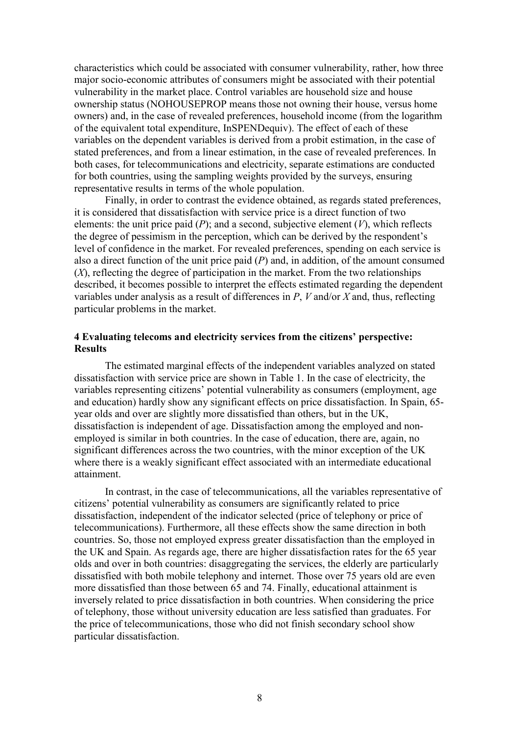characteristics which could be associated with consumer vulnerability, rather, how three major socio-economic attributes of consumers might be associated with their potential vulnerability in the market place. Control variables are household size and house ownership status (NOHOUSEPROP means those not owning their house, versus home owners) and, in the case of revealed preferences, household income (from the logarithm of the equivalent total expenditure, lnSPENDequiv). The effect of each of these variables on the dependent variables is derived from a probit estimation, in the case of stated preferences, and from a linear estimation, in the case of revealed preferences. In both cases, for telecommunications and electricity, separate estimations are conducted for both countries, using the sampling weights provided by the surveys, ensuring representative results in terms of the whole population.

Finally, in order to contrast the evidence obtained, as regards stated preferences, it is considered that dissatisfaction with service price is a direct function of two elements: the unit price paid (*P*); and a second, subjective element (*V*), which reflects the degree of pessimism in the perception, which can be derived by the respondent's level of confidence in the market. For revealed preferences, spending on each service is also a direct function of the unit price paid (*P*) and, in addition, of the amount consumed (*X*), reflecting the degree of participation in the market. From the two relationships described, it becomes possible to interpret the effects estimated regarding the dependent variables under analysis as a result of differences in *P*, *V* and/or *X* and, thus, reflecting particular problems in the market.

## 4 Evaluating telecoms and electricity services from the citizens' perspective: Results

The estimated marginal effects of the independent variables analyzed on stated dissatisfaction with service price are shown in Table 1. In the case of electricity, the variables representing citizens' potential vulnerability as consumers (employment, age and education) hardly show any significant effects on price dissatisfaction. In Spain, 65-year olds and over are slightly more dissatisfied than others, but in the UK, dissatisfaction is independent of age. Dissatisfaction among the employed and non-employed is similar in both countries. In the case of education, there are, again, no significant differences across the two countries, with the minor exception of the UK where there is a weakly significant effect associated with an intermediate educational attainment.

In contrast, in the case of telecommunications, all the variables representative of citizens' potential vulnerability as consumers are significantly related to price dissatisfaction, independent of the indicator selected (price of telephony or price of telecommunications). Furthermore, all these effects show the same direction in both countries. So, those not employed express greater dissatisfaction than the employed in the UK and Spain. As regards age, there are higher dissatisfaction rates for the 65 year olds and over in both countries: disaggregating the services, the elderly are particularly dissatisfied with both mobile telephony and internet. Those over 75 years old are even more dissatisfied than those between 65 and 74. Finally, educational attainment is inversely related to price dissatisfaction in both countries. When considering the price of telephony, those without university education are less satisfied than graduates. For the price of telecommunications, those who did not finish secondary school show particular dissatisfaction.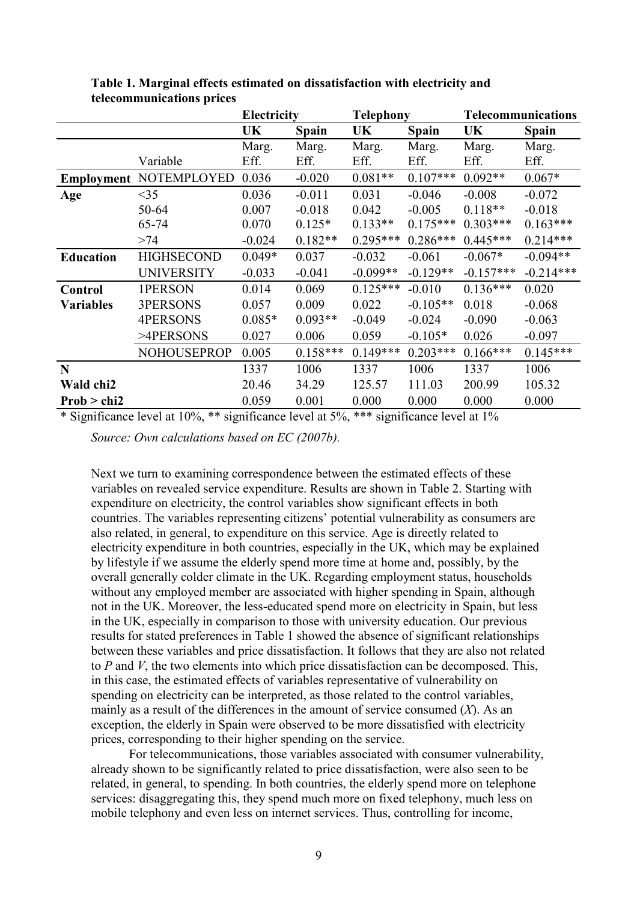**Table 1. Marginal effects estimated on dissatisfaction with electricity and telecommunications prices**

| | | Electricity | | Telephony | | Telecommunications | |
|---|---|---|---|---|---|---|---|
| | | UK | Spain | UK | Spain | UK | Spain |
| | Variable | Marg. Eff. | Marg. Eff. | Marg. Eff. | Marg. Eff. | Marg. Eff. | Marg. Eff. |
| **Employment** | NOTEMPLOYED | 0.036 | -0.020 | 0.081** | 0.107*** | 0.092** | 0.067* |
| **Age** | <35 | 0.036 | -0.011 | 0.031 | -0.046 | -0.008 | -0.072 |
| | 50-64 | 0.007 | -0.018 | 0.042 | -0.005 | 0.118** | -0.018 |
| | 65-74 | 0.070 | 0.125* | 0.133** | 0.175*** | 0.303*** | 0.163*** |
| | >74 | -0.024 | 0.182** | 0.295*** | 0.286*** | 0.445*** | 0.214*** |
| **Education** | HIGHSECOND | 0.049* | 0.037 | -0.032 | -0.061 | -0.067* | -0.094** |
| | UNIVERSITY | -0.033 | -0.041 | -0.099** | -0.129** | -0.157*** | -0.214*** |
| **Control Variables** | 1PERSON | 0.014 | 0.069 | 0.125*** | -0.010 | 0.136*** | 0.020 |
| | 3PERSONS | 0.057 | 0.009 | 0.022 | -0.105** | 0.018 | -0.068 |
| | 4PERSONS | 0.085* | 0.093** | -0.049 | -0.024 | -0.090 | -0.063 |
| | >4PERSONS | 0.027 | 0.006 | 0.059 | -0.105* | 0.026 | -0.097 |
| | NOHOUSEPROP | 0.005 | 0.158*** | 0.149*** | 0.203*** | 0.166*** | 0.145*** |
| **N** | | 1337 | 1006 | 1337 | 1006 | 1337 | 1006 |
| **Wald chi2** | | 20.46 | 34.29 | 125.57 | 111.03 | 200.99 | 105.32 |
| **Prob > chi2** | | 0.059 | 0.001 | 0.000 | 0.000 | 0.000 | 0.000 |

* Significance level at 10%, ** significance level at 5%, *** significance level at 1%

*Source: Own calculations based on EC (2007b).*

Next we turn to examining correspondence between the estimated effects of these variables on revealed service expenditure. Results are shown in Table 2. Starting with expenditure on electricity, the control variables show significant effects in both countries. The variables representing citizens' potential vulnerability as consumers are also related, in general, to expenditure on this service. Age is directly related to electricity expenditure in both countries, especially in the UK, which may be explained by lifestyle if we assume the elderly spend more time at home and, possibly, by the overall generally colder climate in the UK. Regarding employment status, households without any employed member are associated with higher spending in Spain, although not in the UK. Moreover, the less-educated spend more on electricity in Spain, but less in the UK, especially in comparison to those with university education. Our previous results for stated preferences in Table 1 showed the absence of significant relationships between these variables and price dissatisfaction. It follows that they are also not related to $P$ and $V$, the two elements into which price dissatisfaction can be decomposed. This, in this case, the estimated effects of variables representative of vulnerability on spending on electricity can be interpreted, as those related to the control variables, mainly as a result of the differences in the amount of service consumed ($X$). As an exception, the elderly in Spain were observed to be more dissatisfied with electricity prices, corresponding to their higher spending on the service.

For telecommunications, those variables associated with consumer vulnerability, already shown to be significantly related to price dissatisfaction, were also seen to be related, in general, to spending. In both countries, the elderly spend more on telephone services: disaggregating this, they spend much more on fixed telephony, much less on mobile telephony and even less on internet services. Thus, controlling for income,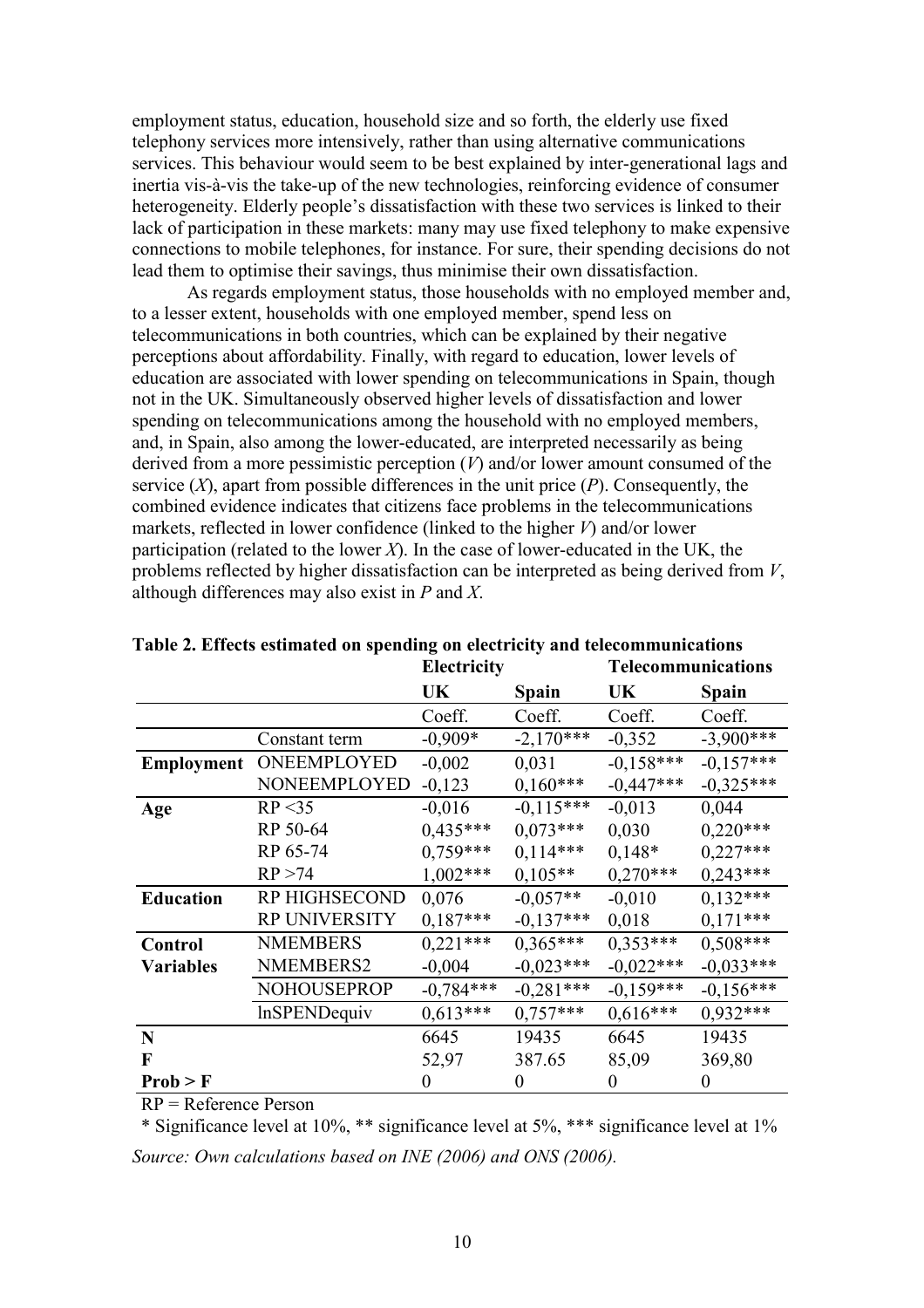employment status, education, household size and so forth, the elderly use fixed telephony services more intensively, rather than using alternative communications services. This behaviour would seem to be best explained by inter-generational lags and inertia vis-à-vis the take-up of the new technologies, reinforcing evidence of consumer heterogeneity. Elderly people's dissatisfaction with these two services is linked to their lack of participation in these markets: many may use fixed telephony to make expensive connections to mobile telephones, for instance. For sure, their spending decisions do not lead them to optimise their savings, thus minimise their own dissatisfaction.

As regards employment status, those households with no employed member and, to a lesser extent, households with one employed member, spend less on telecommunications in both countries, which can be explained by their negative perceptions about affordability. Finally, with regard to education, lower levels of education are associated with lower spending on telecommunications in Spain, though not in the UK. Simultaneously observed higher levels of dissatisfaction and lower spending on telecommunications among the household with no employed members, and, in Spain, also among the lower-educated, are interpreted necessarily as being derived from a more pessimistic perception ($V$) and/or lower amount consumed of the service ($X$), apart from possible differences in the unit price ($P$). Consequently, the combined evidence indicates that citizens face problems in the telecommunications markets, reflected in lower confidence (linked to the higher $V$) and/or lower participation (related to the lower $X$). In the case of lower-educated in the UK, the problems reflected by higher dissatisfaction can be interpreted as being derived from $V$, although differences may also exist in $P$ and $X$.

**Table 2. Effects estimated on spending on electricity and telecommunications**

| | | Electricity | | Telecommunications | |
|---|---|---|---|---|---|
| | | **UK** | **Spain** | **UK** | **Spain** |
| | | Coeff. | Coeff. | Coeff. | Coeff. |
| | Constant term | -0,909* | -2,170*** | -0,352 | -3,900*** |
| **Employment** | ONEEMPLOYED | -0,002 | 0,031 | -0,158*** | -0,157*** |
| | NONEEMPLOYED | -0,123 | 0,160*** | -0,447*** | -0,325*** |
| **Age** | RP <35 | -0,016 | -0,115*** | -0,013 | 0,044 |
| | RP 50-64 | 0,435*** | 0,073*** | 0,030 | 0,220*** |
| | RP 65-74 | 0,759*** | 0,114*** | 0,148* | 0,227*** |
| | RP >74 | 1,002*** | 0,105** | 0,270*** | 0,243*** |
| **Education** | RP HIGHSECOND | 0,076 | -0,057** | -0,010 | 0,132*** |
| | RP UNIVERSITY | 0,187*** | -0,137*** | 0,018 | 0,171*** |
| **Control Variables** | NMEMBERS | 0,221*** | 0,365*** | 0,353*** | 0,508*** |
| | NMEMBERS2 | -0,004 | -0,023*** | -0,022*** | -0,033*** |
| | NOHOUSEPROP | -0,784*** | -0,281*** | -0,159*** | -0,156*** |
| | lnSPENDequiv | 0,613*** | 0,757*** | 0,616*** | 0,932*** |
| **N** | | 6645 | 19435 | 6645 | 19435 |
| **F** | | 52,97 | 387.65 | 85,09 | 369,80 |
| **Prob > F** | | 0 | 0 | 0 | 0 |

RP = Reference Person

* Significance level at 10%, ** significance level at 5%, *** significance level at 1%

*Source: Own calculations based on INE (2006) and ONS (2006).*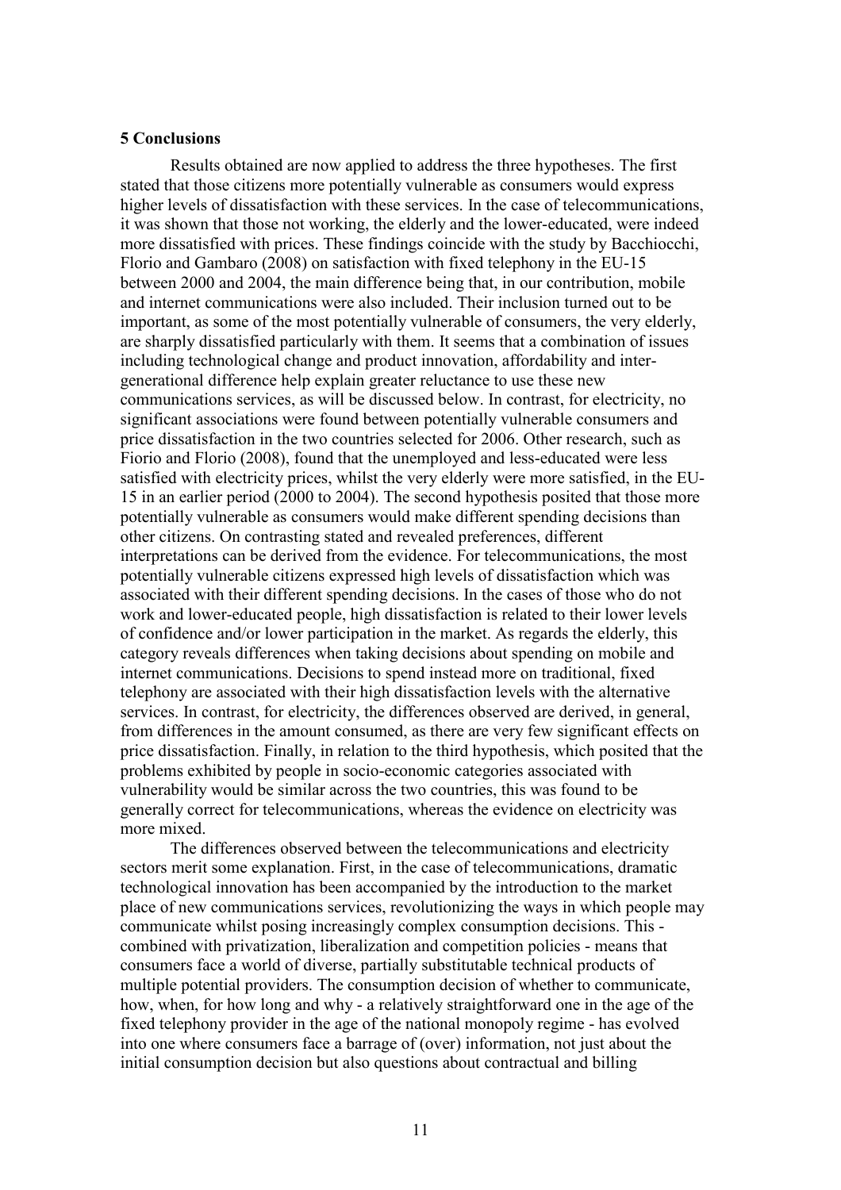**5 Conclusions**

Results obtained are now applied to address the three hypotheses. The first stated that those citizens more potentially vulnerable as consumers would express higher levels of dissatisfaction with these services. In the case of telecommunications, it was shown that those not working, the elderly and the lower-educated, were indeed more dissatisfied with prices. These findings coincide with the study by Bacchiocchi, Florio and Gambaro (2008) on satisfaction with fixed telephony in the EU-15 between 2000 and 2004, the main difference being that, in our contribution, mobile and internet communications were also included. Their inclusion turned out to be important, as some of the most potentially vulnerable of consumers, the very elderly, are sharply dissatisfied particularly with them. It seems that a combination of issues including technological change and product innovation, affordability and inter-generational difference help explain greater reluctance to use these new communications services, as will be discussed below. In contrast, for electricity, no significant associations were found between potentially vulnerable consumers and price dissatisfaction in the two countries selected for 2006. Other research, such as Fiorio and Florio (2008), found that the unemployed and less-educated were less satisfied with electricity prices, whilst the very elderly were more satisfied, in the EU-15 in an earlier period (2000 to 2004). The second hypothesis posited that those more potentially vulnerable as consumers would make different spending decisions than other citizens. On contrasting stated and revealed preferences, different interpretations can be derived from the evidence. For telecommunications, the most potentially vulnerable citizens expressed high levels of dissatisfaction which was associated with their different spending decisions. In the cases of those who do not work and lower-educated people, high dissatisfaction is related to their lower levels of confidence and/or lower participation in the market. As regards the elderly, this category reveals differences when taking decisions about spending on mobile and internet communications. Decisions to spend instead more on traditional, fixed telephony are associated with their high dissatisfaction levels with the alternative services. In contrast, for electricity, the differences observed are derived, in general, from differences in the amount consumed, as there are very few significant effects on price dissatisfaction. Finally, in relation to the third hypothesis, which posited that the problems exhibited by people in socio-economic categories associated with vulnerability would be similar across the two countries, this was found to be generally correct for telecommunications, whereas the evidence on electricity was more mixed.

The differences observed between the telecommunications and electricity sectors merit some explanation. First, in the case of telecommunications, dramatic technological innovation has been accompanied by the introduction to the market place of new communications services, revolutionizing the ways in which people may communicate whilst posing increasingly complex consumption decisions. This - combined with privatization, liberalization and competition policies - means that consumers face a world of diverse, partially substitutable technical products of multiple potential providers. The consumption decision of whether to communicate, how, when, for how long and why - a relatively straightforward one in the age of the fixed telephony provider in the age of the national monopoly regime - has evolved into one where consumers face a barrage of (over) information, not just about the initial consumption decision but also questions about contractual and billing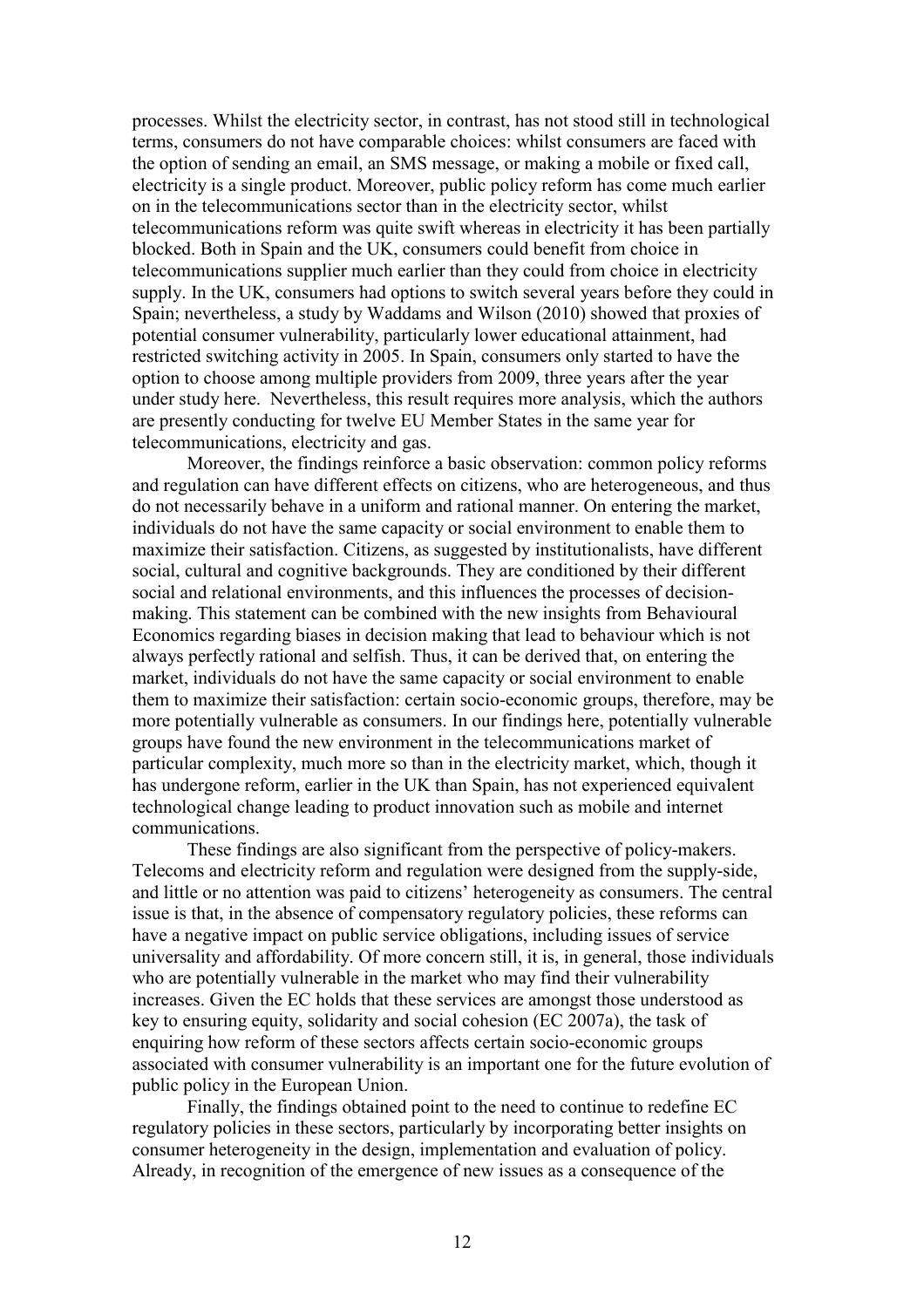processes. Whilst the electricity sector, in contrast, has not stood still in technological terms, consumers do not have comparable choices: whilst consumers are faced with the option of sending an email, an SMS message, or making a mobile or fixed call, electricity is a single product. Moreover, public policy reform has come much earlier on in the telecommunications sector than in the electricity sector, whilst telecommunications reform was quite swift whereas in electricity it has been partially blocked. Both in Spain and the UK, consumers could benefit from choice in telecommunications supplier much earlier than they could from choice in electricity supply. In the UK, consumers had options to switch several years before they could in Spain; nevertheless, a study by Waddams and Wilson (2010) showed that proxies of potential consumer vulnerability, particularly lower educational attainment, had restricted switching activity in 2005. In Spain, consumers only started to have the option to choose among multiple providers from 2009, three years after the year under study here. Nevertheless, this result requires more analysis, which the authors are presently conducting for twelve EU Member States in the same year for telecommunications, electricity and gas.

Moreover, the findings reinforce a basic observation: common policy reforms and regulation can have different effects on citizens, who are heterogeneous, and thus do not necessarily behave in a uniform and rational manner. On entering the market, individuals do not have the same capacity or social environment to enable them to maximize their satisfaction. Citizens, as suggested by institutionalists, have different social, cultural and cognitive backgrounds. They are conditioned by their different social and relational environments, and this influences the processes of decision-making. This statement can be combined with the new insights from Behavioural Economics regarding biases in decision making that lead to behaviour which is not always perfectly rational and selfish. Thus, it can be derived that, on entering the market, individuals do not have the same capacity or social environment to enable them to maximize their satisfaction: certain socio-economic groups, therefore, may be more potentially vulnerable as consumers. In our findings here, potentially vulnerable groups have found the new environment in the telecommunications market of particular complexity, much more so than in the electricity market, which, though it has undergone reform, earlier in the UK than Spain, has not experienced equivalent technological change leading to product innovation such as mobile and internet communications.

These findings are also significant from the perspective of policy-makers. Telecoms and electricity reform and regulation were designed from the supply-side, and little or no attention was paid to citizens' heterogeneity as consumers. The central issue is that, in the absence of compensatory regulatory policies, these reforms can have a negative impact on public service obligations, including issues of service universality and affordability. Of more concern still, it is, in general, those individuals who are potentially vulnerable in the market who may find their vulnerability increases. Given the EC holds that these services are amongst those understood as key to ensuring equity, solidarity and social cohesion (EC 2007a), the task of enquiring how reform of these sectors affects certain socio-economic groups associated with consumer vulnerability is an important one for the future evolution of public policy in the European Union.

Finally, the findings obtained point to the need to continue to redefine EC regulatory policies in these sectors, particularly by incorporating better insights on consumer heterogeneity in the design, implementation and evaluation of policy. Already, in recognition of the emergence of new issues as a consequence of the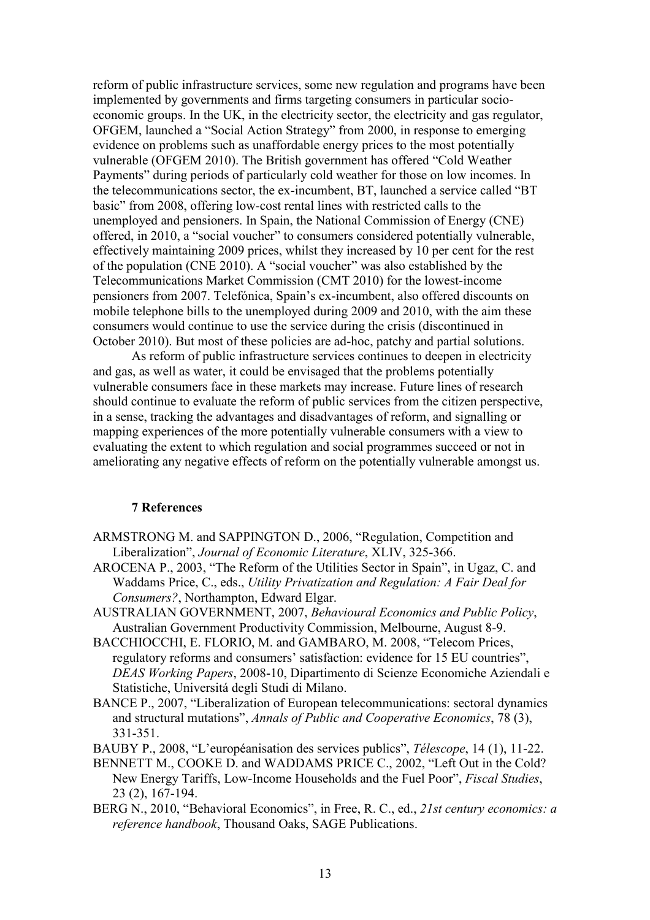reform of public infrastructure services, some new regulation and programs have been implemented by governments and firms targeting consumers in particular socio-economic groups. In the UK, in the electricity sector, the electricity and gas regulator, OFGEM, launched a "Social Action Strategy" from 2000, in response to emerging evidence on problems such as unaffordable energy prices to the most potentially vulnerable (OFGEM 2010). The British government has offered "Cold Weather Payments" during periods of particularly cold weather for those on low incomes. In the telecommunications sector, the ex-incumbent, BT, launched a service called "BT basic" from 2008, offering low-cost rental lines with restricted calls to the unemployed and pensioners. In Spain, the National Commission of Energy (CNE) offered, in 2010, a "social voucher" to consumers considered potentially vulnerable, effectively maintaining 2009 prices, whilst they increased by 10 per cent for the rest of the population (CNE 2010). A "social voucher" was also established by the Telecommunications Market Commission (CMT 2010) for the lowest-income pensioners from 2007. Telefónica, Spain's ex-incumbent, also offered discounts on mobile telephone bills to the unemployed during 2009 and 2010, with the aim these consumers would continue to use the service during the crisis (discontinued in October 2010). But most of these policies are ad-hoc, patchy and partial solutions.

As reform of public infrastructure services continues to deepen in electricity and gas, as well as water, it could be envisaged that the problems potentially vulnerable consumers face in these markets may increase. Future lines of research should continue to evaluate the reform of public services from the citizen perspective, in a sense, tracking the advantages and disadvantages of reform, and signalling or mapping experiences of the more potentially vulnerable consumers with a view to evaluating the extent to which regulation and social programmes succeed or not in ameliorating any negative effects of reform on the potentially vulnerable amongst us.

## 7 References

ARMSTRONG M. and SAPPINGTON D., 2006, "Regulation, Competition and Liberalization", *Journal of Economic Literature*, XLIV, 325-366.

AROCENA P., 2003, "The Reform of the Utilities Sector in Spain", in Ugaz, C. and Waddams Price, C., eds., *Utility Privatization and Regulation: A Fair Deal for Consumers?*, Northampton, Edward Elgar.

AUSTRALIAN GOVERNMENT, 2007, *Behavioural Economics and Public Policy*, Australian Government Productivity Commission, Melbourne, August 8-9.

BACCHIOCCHI, E. FLORIO, M. and GAMBARO, M. 2008, "Telecom Prices, regulatory reforms and consumers' satisfaction: evidence for 15 EU countries", *DEAS Working Papers*, 2008-10, Dipartimento di Scienze Economiche Aziendali e Statistiche, Universitá degli Studi di Milano.

BANCE P., 2007, "Liberalization of European telecommunications: sectoral dynamics and structural mutations", *Annals of Public and Cooperative Economics*, 78 (3), 331-351.

BAUBY P., 2008, "L'européanisation des services publics", *Télescope*, 14 (1), 11-22.

BENNETT M., COOKE D. and WADDAMS PRICE C., 2002, "Left Out in the Cold? New Energy Tariffs, Low-Income Households and the Fuel Poor", *Fiscal Studies*, 23 (2), 167-194.

BERG N., 2010, "Behavioral Economics", in Free, R. C., ed., *21st century economics: a reference handbook*, Thousand Oaks, SAGE Publications.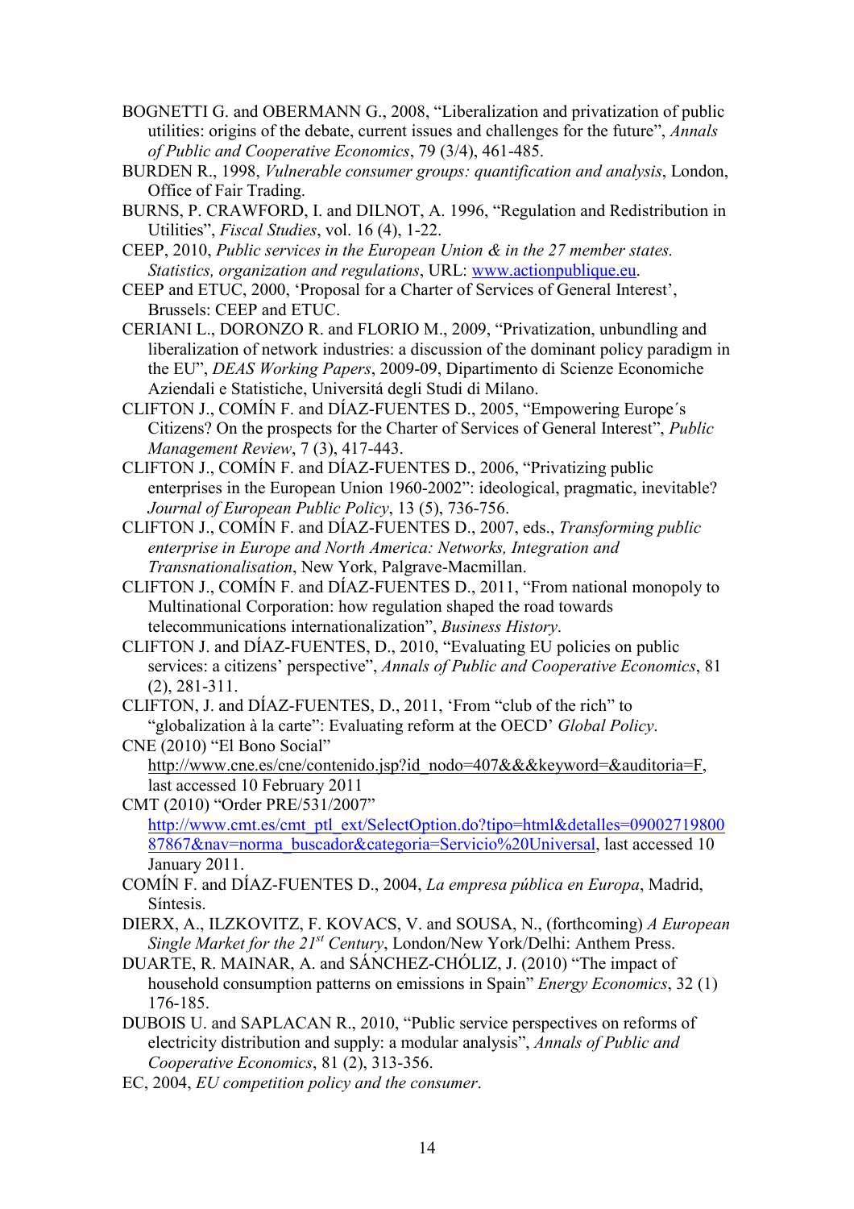BOGNETTI G. and OBERMANN G., 2008, "Liberalization and privatization of public utilities: origins of the debate, current issues and challenges for the future", *Annals of Public and Cooperative Economics*, 79 (3/4), 461-485.

BURDEN R., 1998, *Vulnerable consumer groups: quantification and analysis*, London, Office of Fair Trading.

BURNS, P. CRAWFORD, I. and DILNOT, A. 1996, "Regulation and Redistribution in Utilities", *Fiscal Studies*, vol. 16 (4), 1-22.

CEEP, 2010, *Public services in the European Union & in the 27 member states. Statistics, organization and regulations*, URL: www.actionpublique.eu.

CEEP and ETUC, 2000, 'Proposal for a Charter of Services of General Interest', Brussels: CEEP and ETUC.

CERIANI L., DORONZO R. and FLORIO M., 2009, "Privatization, unbundling and liberalization of network industries: a discussion of the dominant policy paradigm in the EU", *DEAS Working Papers*, 2009-09, Dipartimento di Scienze Economiche Aziendali e Statistiche, Universitá degli Studi di Milano.

CLIFTON J., COMÍN F. and DÍAZ-FUENTES D., 2005, "Empowering Europe´s Citizens? On the prospects for the Charter of Services of General Interest", *Public Management Review*, 7 (3), 417-443.

CLIFTON J., COMÍN F. and DÍAZ-FUENTES D., 2006, "Privatizing public enterprises in the European Union 1960-2002": ideological, pragmatic, inevitable? *Journal of European Public Policy*, 13 (5), 736-756.

CLIFTON J., COMÍN F. and DÍAZ-FUENTES D., 2007, eds., *Transforming public enterprise in Europe and North America: Networks, Integration and Transnationalisation*, New York, Palgrave-Macmillan.

CLIFTON J., COMÍN F. and DÍAZ-FUENTES D., 2011, "From national monopoly to Multinational Corporation: how regulation shaped the road towards telecommunications internationalization", *Business History*.

CLIFTON J. and DÍAZ-FUENTES, D., 2010, "Evaluating EU policies on public services: a citizens' perspective", *Annals of Public and Cooperative Economics*, 81 (2), 281-311.

CLIFTON, J. and DÍAZ-FUENTES, D., 2011, 'From "club of the rich" to "globalization à la carte": Evaluating reform at the OECD' *Global Policy*.

CNE (2010) "El Bono Social" http://www.cne.es/cne/contenido.jsp?id_nodo=407&&&keyword=&auditoria=F, last accessed 10 February 2011

CMT (2010) "Order PRE/531/2007" http://www.cmt.es/cmt_ptl_ext/SelectOption.do?tipo=html&detalles=0900271980087867&nav=norma_buscador&categoria=Servicio%20Universal, last accessed 10 January 2011.

COMÍN F. and DÍAZ-FUENTES D., 2004, *La empresa pública en Europa*, Madrid, Síntesis.

DIERX, A., ILZKOVITZ, F. KOVACS, V. and SOUSA, N., (forthcoming) *A European Single Market for the 21st Century*, London/New York/Delhi: Anthem Press.

DUARTE, R. MAINAR, A. and SÁNCHEZ-CHÓLIZ, J. (2010) "The impact of household consumption patterns on emissions in Spain" *Energy Economics*, 32 (1) 176-185.

DUBOIS U. and SAPLACAN R., 2010, "Public service perspectives on reforms of electricity distribution and supply: a modular analysis", *Annals of Public and Cooperative Economics*, 81 (2), 313-356.

EC, 2004, *EU competition policy and the consumer*.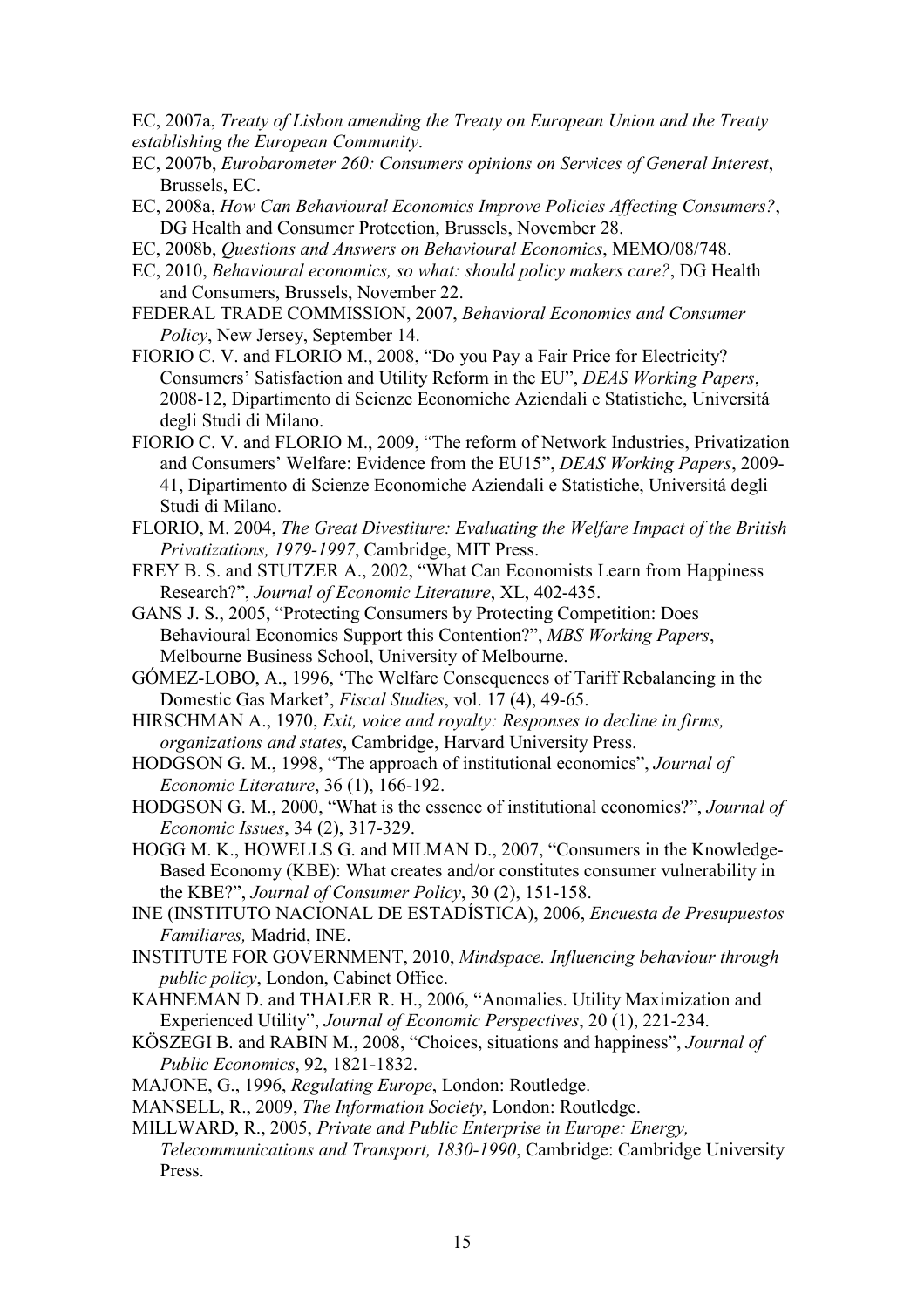EC, 2007a, *Treaty of Lisbon amending the Treaty on European Union and the Treaty establishing the European Community*.

EC, 2007b, *Eurobarometer 260: Consumers opinions on Services of General Interest*, Brussels, EC.

EC, 2008a, *How Can Behavioural Economics Improve Policies Affecting Consumers?*, DG Health and Consumer Protection, Brussels, November 28.

EC, 2008b, *Questions and Answers on Behavioural Economics*, MEMO/08/748.

EC, 2010, *Behavioural economics, so what: should policy makers care?*, DG Health and Consumers, Brussels, November 22.

FEDERAL TRADE COMMISSION, 2007, *Behavioral Economics and Consumer Policy*, New Jersey, September 14.

FIORIO C. V. and FLORIO M., 2008, "Do you Pay a Fair Price for Electricity? Consumers' Satisfaction and Utility Reform in the EU", *DEAS Working Papers*, 2008-12, Dipartimento di Scienze Economiche Aziendali e Statistiche, Universitá degli Studi di Milano.

FIORIO C. V. and FLORIO M., 2009, "The reform of Network Industries, Privatization and Consumers' Welfare: Evidence from the EU15", *DEAS Working Papers*, 2009-41, Dipartimento di Scienze Economiche Aziendali e Statistiche, Universitá degli Studi di Milano.

FLORIO, M. 2004, *The Great Divestiture: Evaluating the Welfare Impact of the British Privatizations, 1979-1997*, Cambridge, MIT Press.

FREY B. S. and STUTZER A., 2002, "What Can Economists Learn from Happiness Research?", *Journal of Economic Literature*, XL, 402-435.

GANS J. S., 2005, "Protecting Consumers by Protecting Competition: Does Behavioural Economics Support this Contention?", *MBS Working Papers*, Melbourne Business School, University of Melbourne.

GÓMEZ-LOBO, A., 1996, 'The Welfare Consequences of Tariff Rebalancing in the Domestic Gas Market', *Fiscal Studies*, vol. 17 (4), 49-65.

HIRSCHMAN A., 1970, *Exit, voice and royalty: Responses to decline in firms, organizations and states*, Cambridge, Harvard University Press.

HODGSON G. M., 1998, "The approach of institutional economics", *Journal of Economic Literature*, 36 (1), 166-192.

HODGSON G. M., 2000, "What is the essence of institutional economics?", *Journal of Economic Issues*, 34 (2), 317-329.

HOGG M. K., HOWELLS G. and MILMAN D., 2007, "Consumers in the Knowledge-Based Economy (KBE): What creates and/or constitutes consumer vulnerability in the KBE?", *Journal of Consumer Policy*, 30 (2), 151-158.

INE (INSTITUTO NACIONAL DE ESTADÍSTICA), 2006, *Encuesta de Presupuestos Familiares,* Madrid, INE.

INSTITUTE FOR GOVERNMENT, 2010, *Mindspace. Influencing behaviour through public policy*, London, Cabinet Office.

KAHNEMAN D. and THALER R. H., 2006, "Anomalies. Utility Maximization and Experienced Utility", *Journal of Economic Perspectives*, 20 (1), 221-234.

KÖSZEGI B. and RABIN M., 2008, "Choices, situations and happiness", *Journal of Public Economics*, 92, 1821-1832.

MAJONE, G., 1996, *Regulating Europe*, London: Routledge.

MANSELL, R., 2009, *The Information Society*, London: Routledge.

MILLWARD, R., 2005, *Private and Public Enterprise in Europe: Energy, Telecommunications and Transport, 1830-1990*, Cambridge: Cambridge University Press.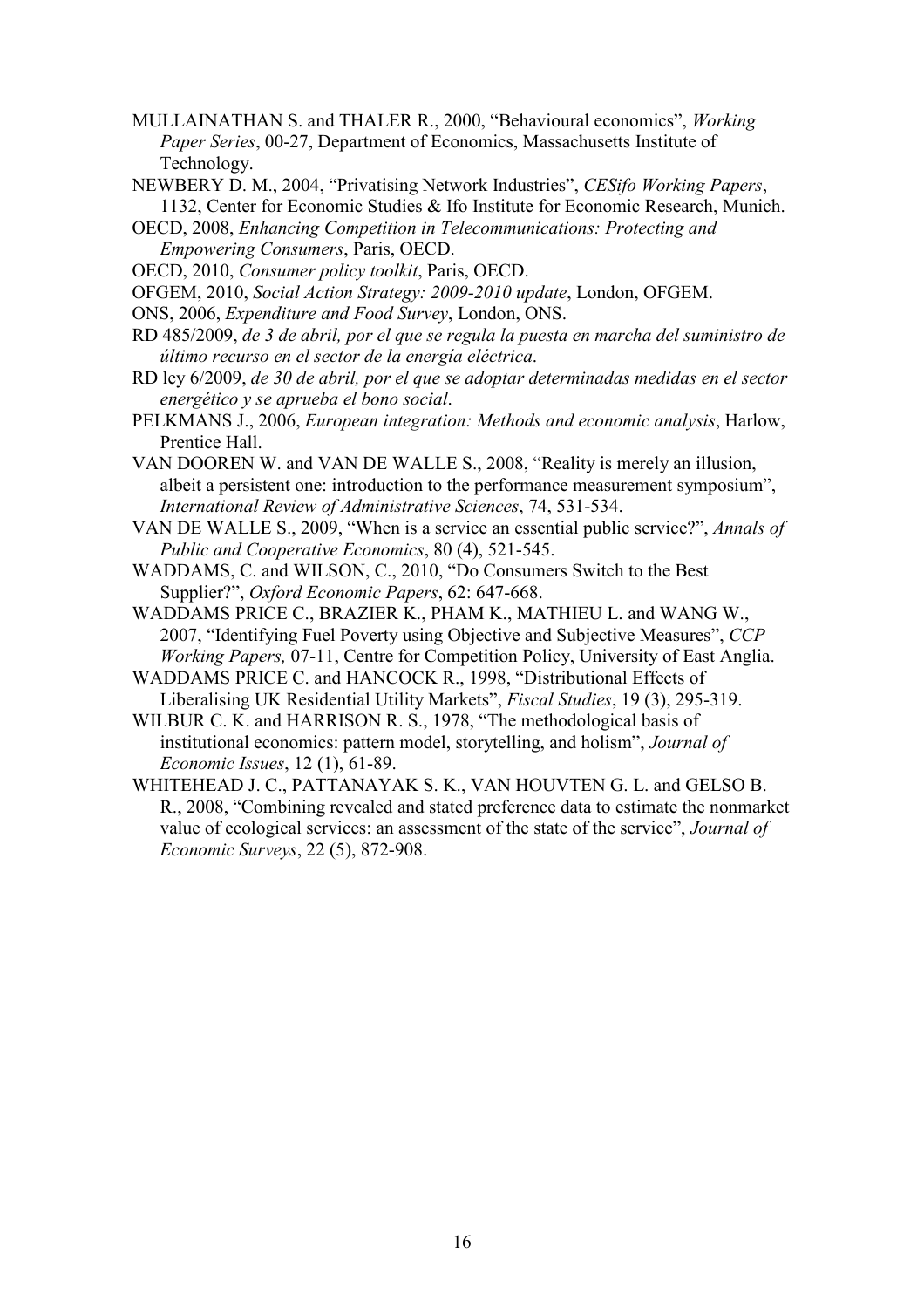MULLAINATHAN S. and THALER R., 2000, “Behavioural economics”, *Working Paper Series*, 00-27, Department of Economics, Massachusetts Institute of Technology.

NEWBERY D. M., 2004, “Privatising Network Industries”, *CESifo Working Papers*, 1132, Center for Economic Studies & Ifo Institute for Economic Research, Munich.

OECD, 2008, *Enhancing Competition in Telecommunications: Protecting and Empowering Consumers*, Paris, OECD.

OECD, 2010, *Consumer policy toolkit*, Paris, OECD.

OFGEM, 2010, *Social Action Strategy: 2009-2010 update*, London, OFGEM.

ONS, 2006, *Expenditure and Food Survey*, London, ONS.

RD 485/2009, *de 3 de abril, por el que se regula la puesta en marcha del suministro de último recurso en el sector de la energía eléctrica*.

RD ley 6/2009, *de 30 de abril, por el que se adoptar determinadas medidas en el sector energético y se aprueba el bono social*.

PELKMANS J., 2006, *European integration: Methods and economic analysis*, Harlow, Prentice Hall.

VAN DOOREN W. and VAN DE WALLE S., 2008, “Reality is merely an illusion, albeit a persistent one: introduction to the performance measurement symposium”, *International Review of Administrative Sciences*, 74, 531-534.

VAN DE WALLE S., 2009, “When is a service an essential public service?”, *Annals of Public and Cooperative Economics*, 80 (4), 521-545.

WADDAMS, C. and WILSON, C., 2010, “Do Consumers Switch to the Best Supplier?”, *Oxford Economic Papers*, 62: 647-668.

WADDAMS PRICE C., BRAZIER K., PHAM K., MATHIEU L. and WANG W., 2007, “Identifying Fuel Poverty using Objective and Subjective Measures”, *CCP Working Papers,* 07-11, Centre for Competition Policy, University of East Anglia.

WADDAMS PRICE C. and HANCOCK R., 1998, “Distributional Effects of Liberalising UK Residential Utility Markets”, *Fiscal Studies*, 19 (3), 295-319.

WILBUR C. K. and HARRISON R. S., 1978, “The methodological basis of institutional economics: pattern model, storytelling, and holism”, *Journal of Economic Issues*, 12 (1), 61-89.

WHITEHEAD J. C., PATTANAYAK S. K., VAN HOUVTEN G. L. and GELSO B. R., 2008, “Combining revealed and stated preference data to estimate the nonmarket value of ecological services: an assessment of the state of the service”, *Journal of Economic Surveys*, 22 (5), 872-908.